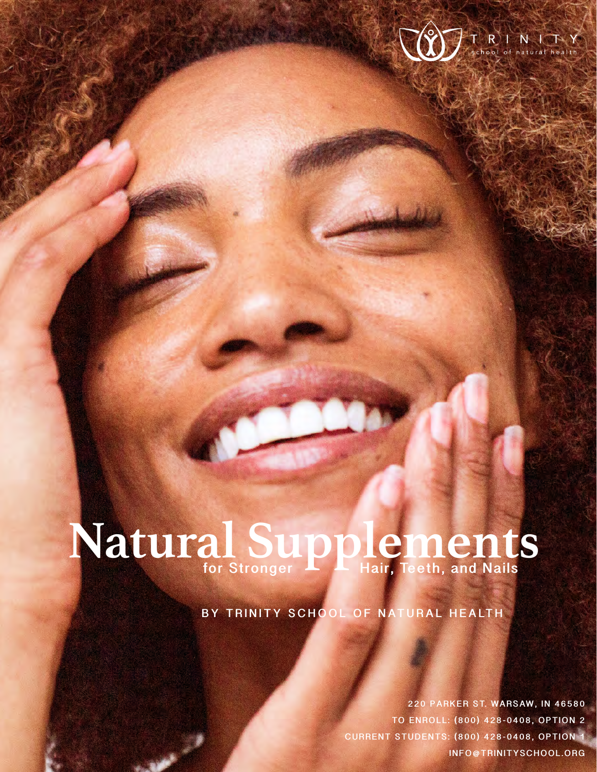TRINITY
school of natural health

# Natural Supplements for Stronger Hair, Teeth, and Nails

BY TRINITY SCHOOL OF NATURAL HEALTH

220 PARKER ST. WARSAW, IN 46580
TO ENROLL: (800) 428-0408, OPTION 2
CURRENT STUDENTS: (800) 428-0408, OPTION 1
INFO@TRINITYSCHOOL.ORG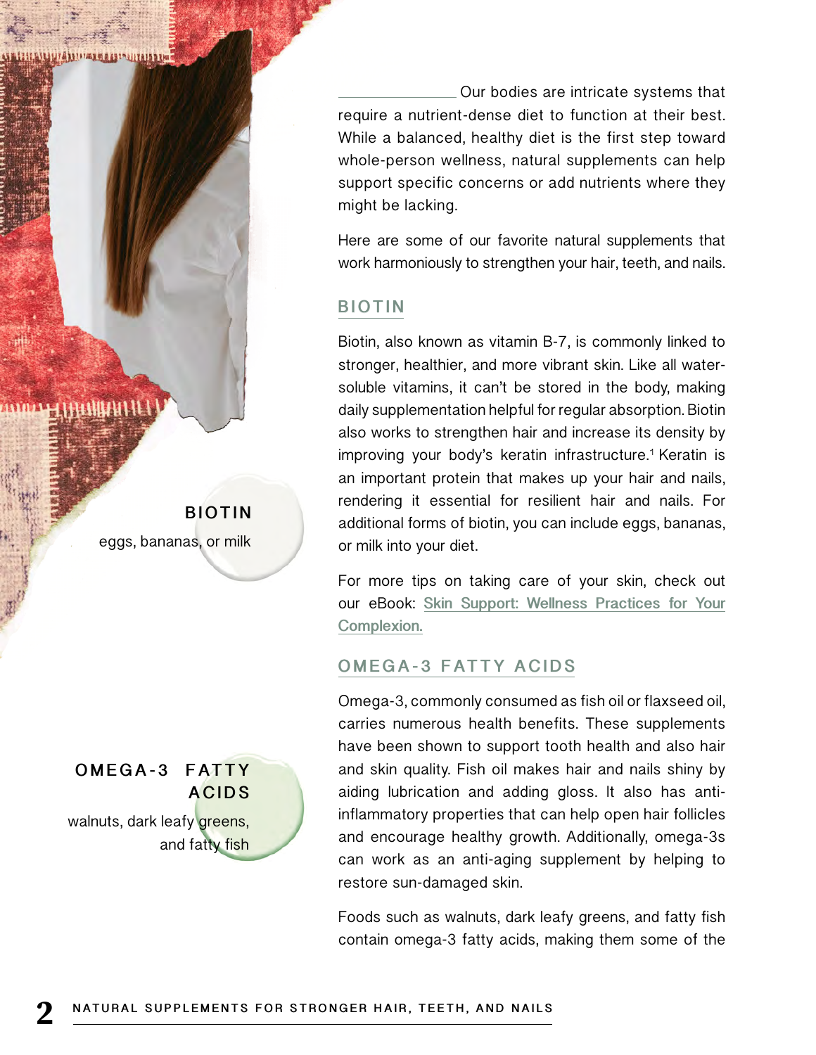Our bodies are intricate systems that require a nutrient-dense diet to function at their best. While a balanced, healthy diet is the first step toward whole-person wellness, natural supplements can help support specific concerns or add nutrients where they might be lacking.

Here are some of our favorite natural supplements that work harmoniously to strengthen your hair, teeth, and nails.

**BIOTIN**
eggs, bananas, or milk

**OMEGA-3 FATTY ACIDS**
walnuts, dark leafy greens, and fatty fish

## BIOTIN

Biotin, also known as vitamin B-7, is commonly linked to stronger, healthier, and more vibrant skin. Like all water-soluble vitamins, it can't be stored in the body, making daily supplementation helpful for regular absorption. Biotin also works to strengthen hair and increase its density by improving your body's keratin infrastructure.[1] Keratin is an important protein that makes up your hair and nails, rendering it essential for resilient hair and nails. For additional forms of biotin, you can include eggs, bananas, or milk into your diet.

For more tips on taking care of your skin, check out our eBook: Skin Support: Wellness Practices for Your Complexion.

## OMEGA-3 FATTY ACIDS

Omega-3, commonly consumed as fish oil or flaxseed oil, carries numerous health benefits. These supplements have been shown to support tooth health and also hair and skin quality. Fish oil makes hair and nails shiny by aiding lubrication and adding gloss. It also has anti-inflammatory properties that can help open hair follicles and encourage healthy growth. Additionally, omega-3s can work as an anti-aging supplement by helping to restore sun-damaged skin.

Foods such as walnuts, dark leafy greens, and fatty fish contain omega-3 fatty acids, making them some of the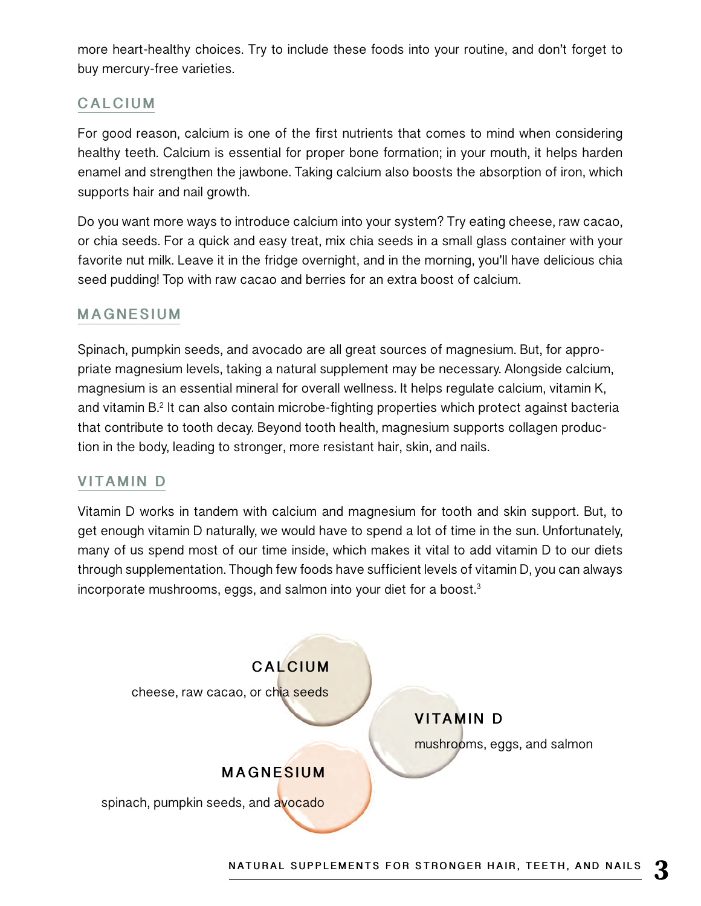more heart-healthy choices. Try to include these foods into your routine, and don't forget to buy mercury-free varieties.

## CALCIUM

For good reason, calcium is one of the first nutrients that comes to mind when considering healthy teeth. Calcium is essential for proper bone formation; in your mouth, it helps harden enamel and strengthen the jawbone. Taking calcium also boosts the absorption of iron, which supports hair and nail growth.

Do you want more ways to introduce calcium into your system? Try eating cheese, raw cacao, or chia seeds. For a quick and easy treat, mix chia seeds in a small glass container with your favorite nut milk. Leave it in the fridge overnight, and in the morning, you'll have delicious chia seed pudding! Top with raw cacao and berries for an extra boost of calcium.

## MAGNESIUM

Spinach, pumpkin seeds, and avocado are all great sources of magnesium. But, for appropriate magnesium levels, taking a natural supplement may be necessary. Alongside calcium, magnesium is an essential mineral for overall wellness. It helps regulate calcium, vitamin K, and vitamin B.[2] It can also contain microbe-fighting properties which protect against bacteria that contribute to tooth decay. Beyond tooth health, magnesium supports collagen production in the body, leading to stronger, more resistant hair, skin, and nails.

## VITAMIN D

Vitamin D works in tandem with calcium and magnesium for tooth and skin support. But, to get enough vitamin D naturally, we would have to spend a lot of time in the sun. Unfortunately, many of us spend most of our time inside, which makes it vital to add vitamin D to our diets through supplementation. Though few foods have sufficient levels of vitamin D, you can always incorporate mushrooms, eggs, and salmon into your diet for a boost.[3]

**CALCIUM**
cheese, raw cacao, or chia seeds

**VITAMIN D**
mushrooms, eggs, and salmon

**MAGNESIUM**
spinach, pumpkin seeds, and avocado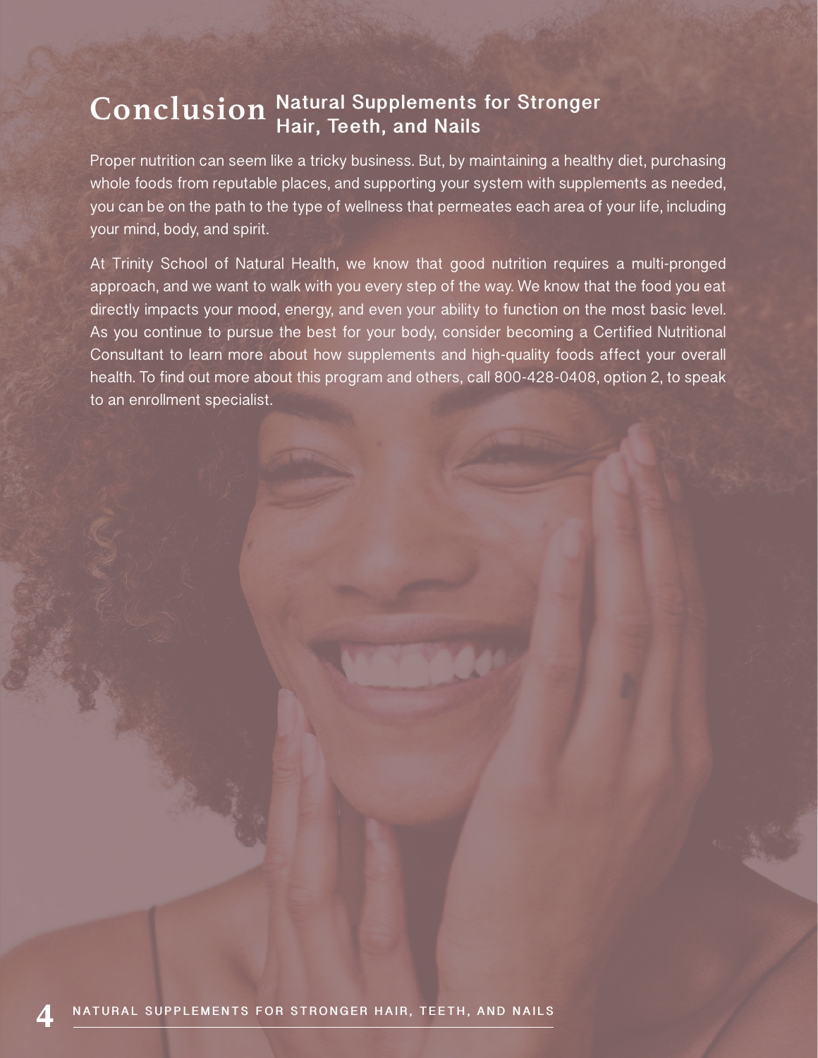# Conclusion Natural Supplements for Stronger Hair, Teeth, and Nails

Proper nutrition can seem like a tricky business. But, by maintaining a healthy diet, purchasing whole foods from reputable places, and supporting your system with supplements as needed, you can be on the path to the type of wellness that permeates each area of your life, including your mind, body, and spirit.

At Trinity School of Natural Health, we know that good nutrition requires a multi-pronged approach, and we want to walk with you every step of the way. We know that the food you eat directly impacts your mood, energy, and even your ability to function on the most basic level. As you continue to pursue the best for your body, consider becoming a Certified Nutritional Consultant to learn more about how supplements and high-quality foods affect your overall health. To find out more about this program and others, call 800-428-0408, option 2, to speak to an enrollment specialist.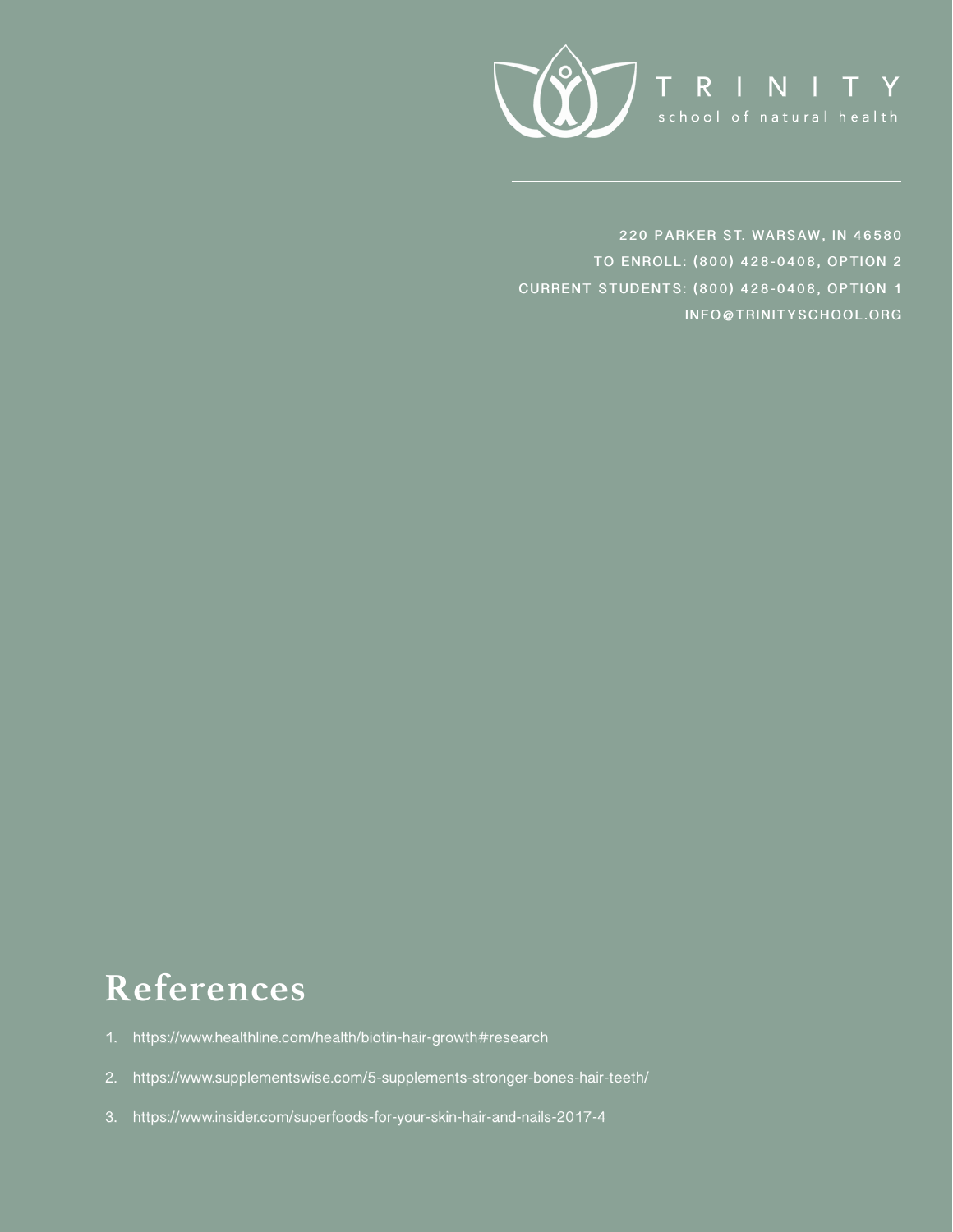TRINITY

school of natural health

220 PARKER ST. WARSAW, IN 46580

TO ENROLL: (800) 428-0408, OPTION 2

CURRENT STUDENTS: (800) 428-0408, OPTION 1

INFO@TRINITYSCHOOL.ORG

# References

1. https://www.healthline.com/health/biotin-hair-growth#research
2. https://www.supplementswise.com/5-supplements-stronger-bones-hair-teeth/
3. https://www.insider.com/superfoods-for-your-skin-hair-and-nails-2017-4